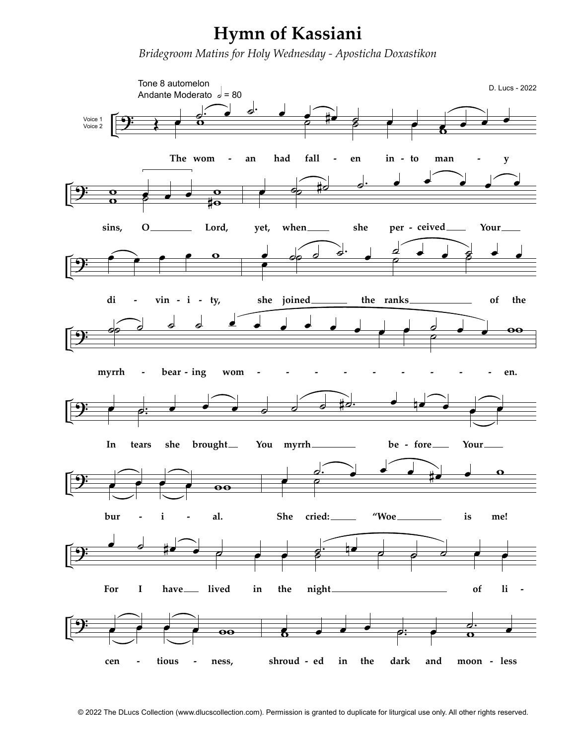# Hymn of Kassiani

*Bridegroom Matins for Holy Wednesday - Aposticha Doxastikon*

Tone 8 automelon

Andante Moderato ♩ = 80

D. Lucs - 2022

Voice 1
Voice 2

The wom - an had fall - en in - to man - y

sins, O Lord, yet, when she per - ceived Your

di - vin - i - ty, she joined the ranks of the

myrrh - bear - ing wom - - - - - - - - - - - en.

In tears she brought You myrrh be - fore Your

bur - i - al. She cried: "Woe is me!

For I have lived in the night of li -

cen - tious - ness, shroud - ed in the dark and moon - less

© 2022 The DLucs Collection (www.dlucscollection.com). Permission is granted to duplicate for liturgical use only. All other rights reserved.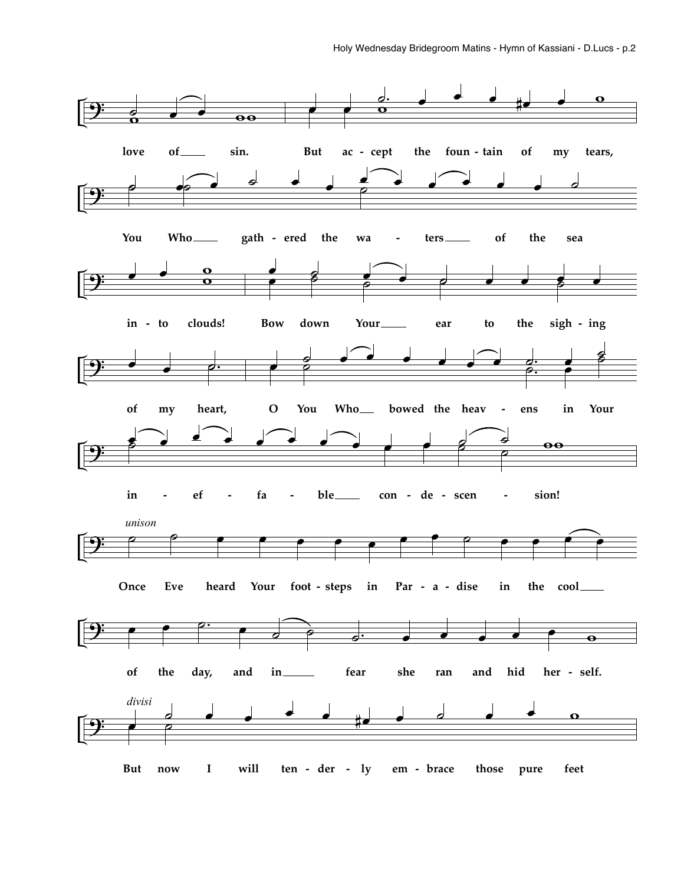love of sin. But accept the fountain of my tears,

You Who gathered the waters of the sea

into clouds! Bow down Your ear to the sighing

of my heart, O You Who bowed the heavens in Your

ineffable condescension!

*unison*

Once Eve heard Your footsteps in Paradise in the cool

of the day, and in fear she ran and hid herself.

*divisi*

But now I will tenderly embrace those pure feet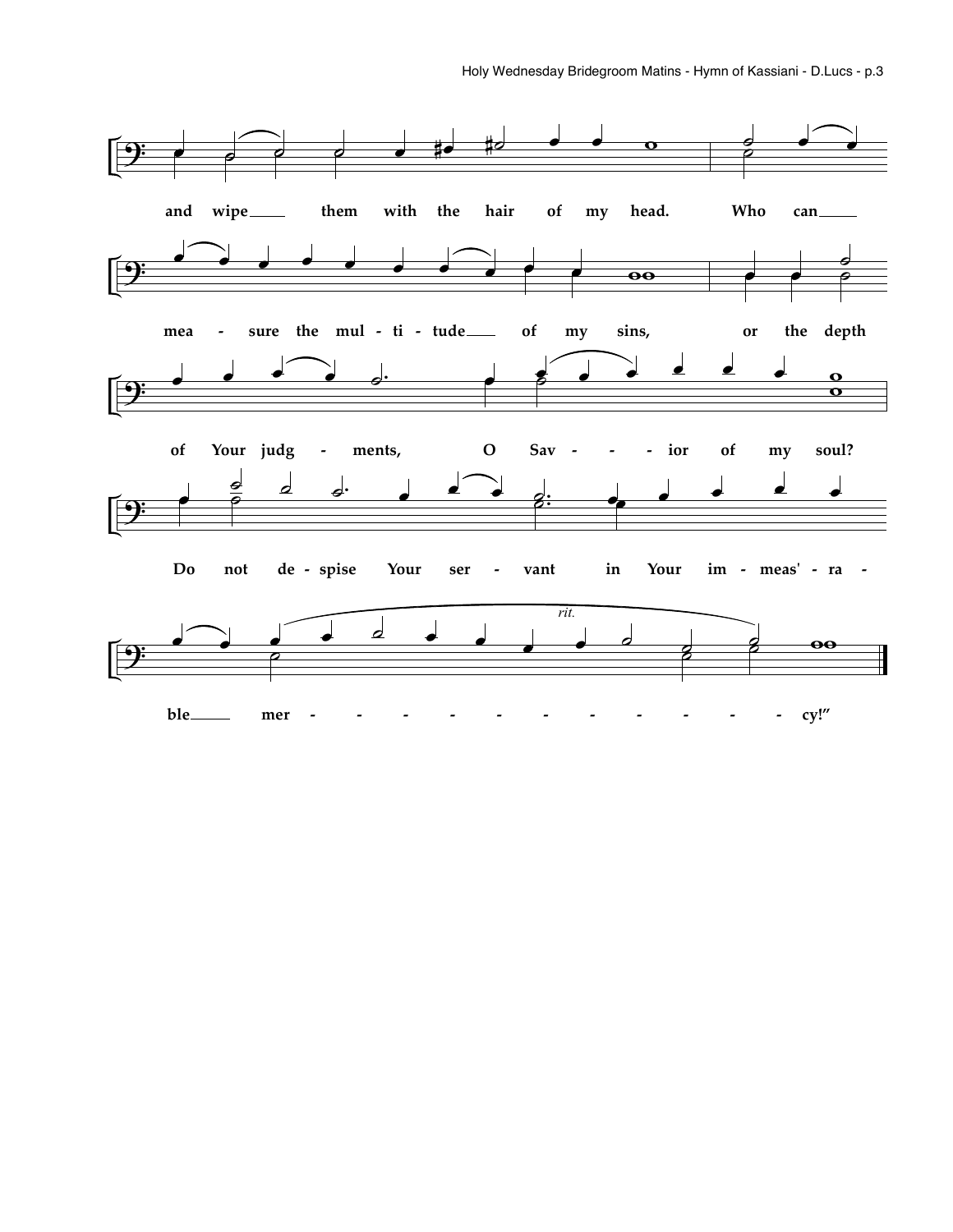and wipe them with the hair of my head. Who can

mea - sure the mul - ti - tude of my sins, or the depth

of Your judg - ments, O Sav - - - ior of my soul?

Do not de - spise Your ser - vant in Your im - meas' - ra -

*rit.*

ble mer - - - - - - - - - - - cy!"